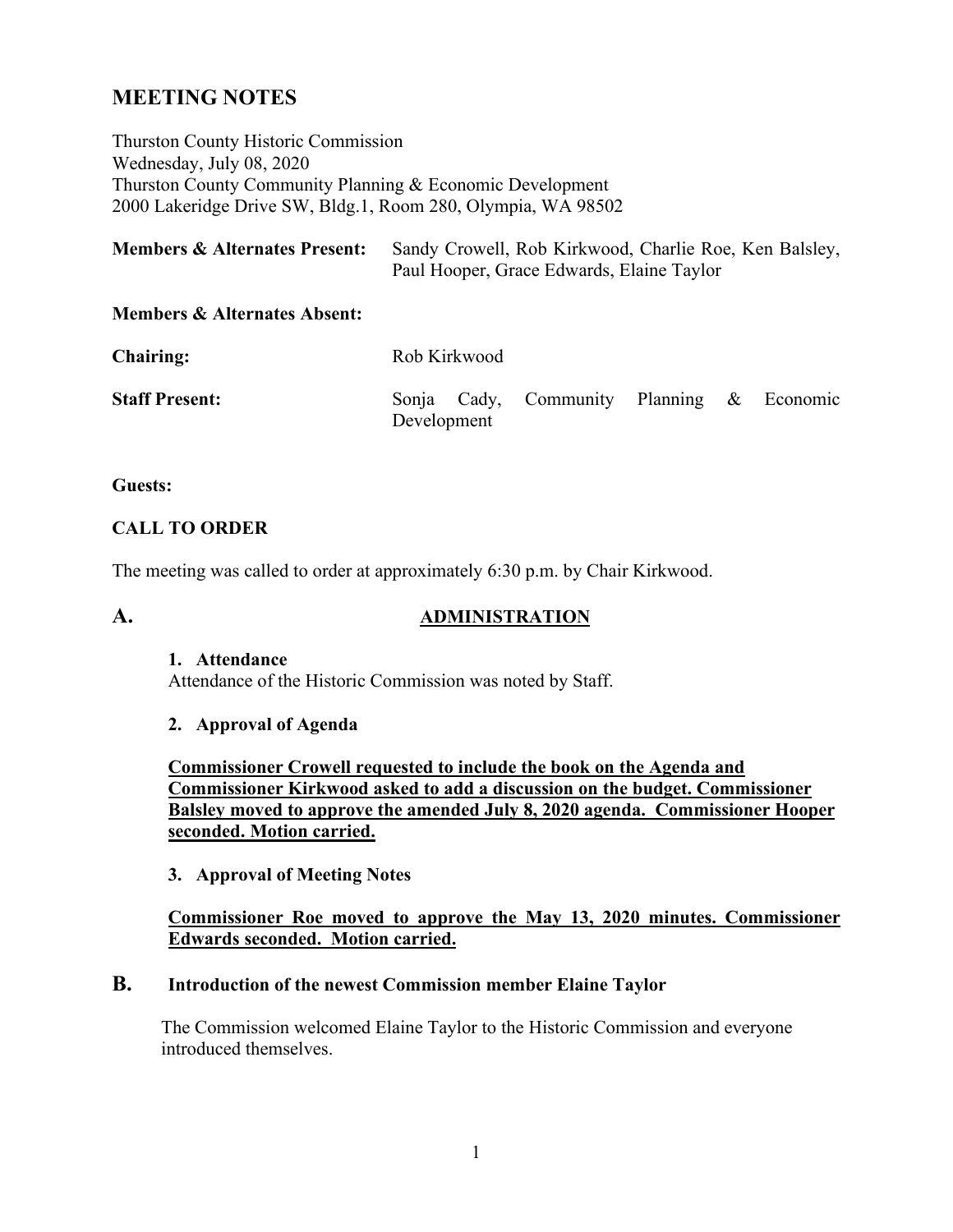# MEETING NOTES

Thurston County Historic Commission
Wednesday, July 08, 2020
Thurston County Community Planning & Economic Development
2000 Lakeridge Drive SW, Bldg.1, Room 280, Olympia, WA 98502

| | |
|---|---|
| **Members & Alternates Present:** | Sandy Crowell, Rob Kirkwood, Charlie Roe, Ken Balsley, Paul Hooper, Grace Edwards, Elaine Taylor |
| **Members & Alternates Absent:** | |
| **Chairing:** | Rob Kirkwood |
| **Staff Present:** | Sonja Cady, Community Planning & Economic Development |

**Guests:**

**CALL TO ORDER**

The meeting was called to order at approximately 6:30 p.m. by Chair Kirkwood.

## A. ADMINISTRATION

**1. Attendance**

Attendance of the Historic Commission was noted by Staff.

**2. Approval of Agenda**

**Commissioner Crowell requested to include the book on the Agenda and Commissioner Kirkwood asked to add a discussion on the budget. Commissioner Balsley moved to approve the amended July 8, 2020 agenda. Commissioner Hooper seconded. Motion carried.**

**3. Approval of Meeting Notes**

**Commissioner Roe moved to approve the May 13, 2020 minutes. Commissioner Edwards seconded. Motion carried.**

## B. Introduction of the newest Commission member Elaine Taylor

The Commission welcomed Elaine Taylor to the Historic Commission and everyone introduced themselves.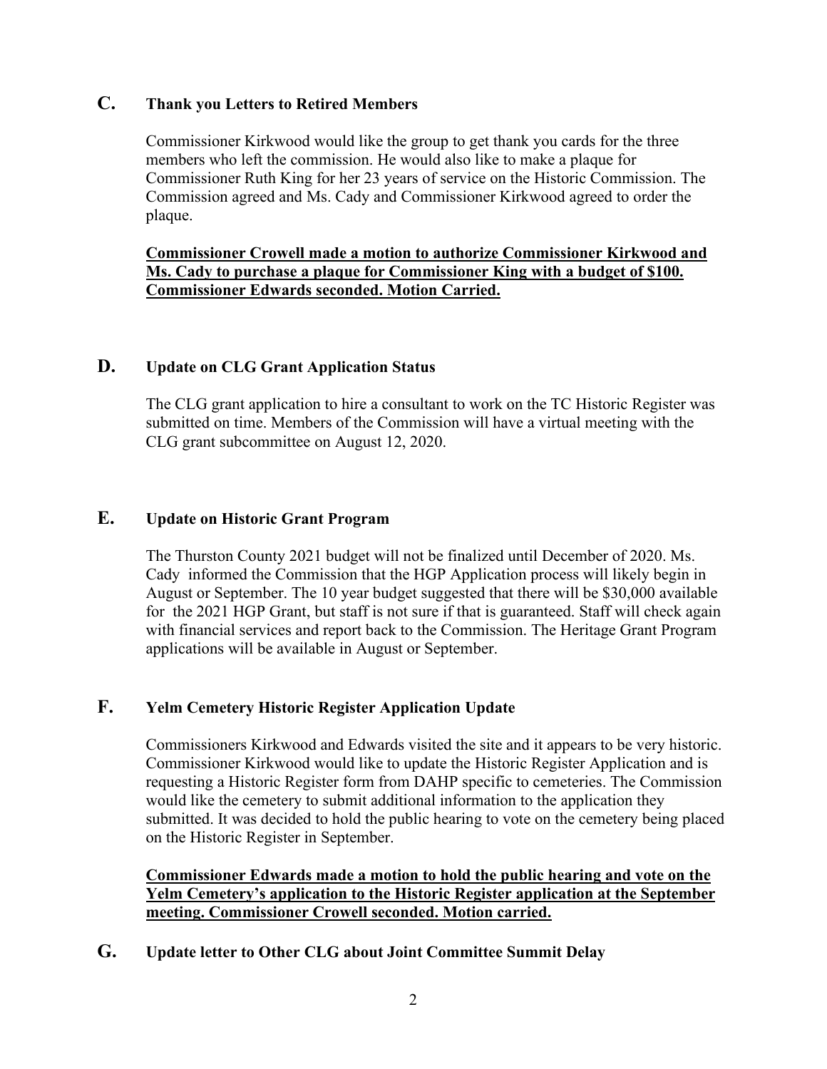## C. Thank you Letters to Retired Members

Commissioner Kirkwood would like the group to get thank you cards for the three members who left the commission. He would also like to make a plaque for Commissioner Ruth King for her 23 years of service on the Historic Commission. The Commission agreed and Ms. Cady and Commissioner Kirkwood agreed to order the plaque.

**Commissioner Crowell made a motion to authorize Commissioner Kirkwood and Ms. Cady to purchase a plaque for Commissioner King with a budget of $100. Commissioner Edwards seconded. Motion Carried.**

## D. Update on CLG Grant Application Status

The CLG grant application to hire a consultant to work on the TC Historic Register was submitted on time. Members of the Commission will have a virtual meeting with the CLG grant subcommittee on August 12, 2020.

## E. Update on Historic Grant Program

The Thurston County 2021 budget will not be finalized until December of 2020. Ms. Cady informed the Commission that the HGP Application process will likely begin in August or September. The 10 year budget suggested that there will be $30,000 available for the 2021 HGP Grant, but staff is not sure if that is guaranteed. Staff will check again with financial services and report back to the Commission. The Heritage Grant Program applications will be available in August or September.

## F. Yelm Cemetery Historic Register Application Update

Commissioners Kirkwood and Edwards visited the site and it appears to be very historic. Commissioner Kirkwood would like to update the Historic Register Application and is requesting a Historic Register form from DAHP specific to cemeteries. The Commission would like the cemetery to submit additional information to the application they submitted. It was decided to hold the public hearing to vote on the cemetery being placed on the Historic Register in September.

**Commissioner Edwards made a motion to hold the public hearing and vote on the Yelm Cemetery's application to the Historic Register application at the September meeting. Commissioner Crowell seconded. Motion carried.**

## G. Update letter to Other CLG about Joint Committee Summit Delay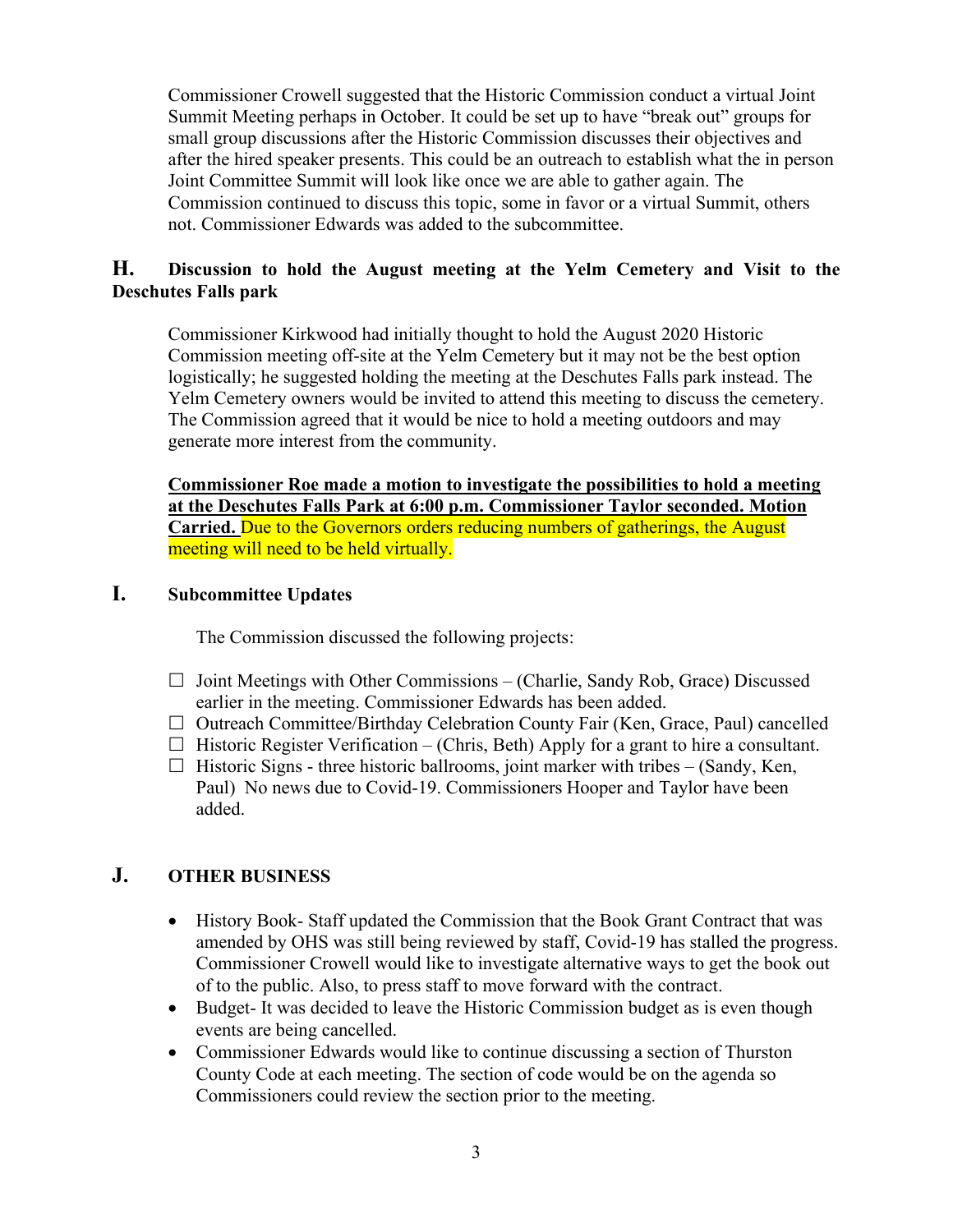Commissioner Crowell suggested that the Historic Commission conduct a virtual Joint Summit Meeting perhaps in October. It could be set up to have "break out" groups for small group discussions after the Historic Commission discusses their objectives and after the hired speaker presents. This could be an outreach to establish what the in person Joint Committee Summit will look like once we are able to gather again. The Commission continued to discuss this topic, some in favor or a virtual Summit, others not. Commissioner Edwards was added to the subcommittee.

## H. Discussion to hold the August meeting at the Yelm Cemetery and Visit to the Deschutes Falls park

Commissioner Kirkwood had initially thought to hold the August 2020 Historic Commission meeting off-site at the Yelm Cemetery but it may not be the best option logistically; he suggested holding the meeting at the Deschutes Falls park instead. The Yelm Cemetery owners would be invited to attend this meeting to discuss the cemetery. The Commission agreed that it would be nice to hold a meeting outdoors and may generate more interest from the community.

**Commissioner Roe made a motion to investigate the possibilities to hold a meeting at the Deschutes Falls Park at 6:00 p.m. Commissioner Taylor seconded. Motion Carried.** Due to the Governors orders reducing numbers of gatherings, the August meeting will need to be held virtually.

## I. Subcommittee Updates

The Commission discussed the following projects:

- ☐ Joint Meetings with Other Commissions – (Charlie, Sandy Rob, Grace) Discussed earlier in the meeting. Commissioner Edwards has been added.
- ☐ Outreach Committee/Birthday Celebration County Fair (Ken, Grace, Paul) cancelled
- ☐ Historic Register Verification – (Chris, Beth) Apply for a grant to hire a consultant.
- ☐ Historic Signs - three historic ballrooms, joint marker with tribes – (Sandy, Ken, Paul) No news due to Covid-19. Commissioners Hooper and Taylor have been added.

## J. OTHER BUSINESS

- History Book- Staff updated the Commission that the Book Grant Contract that was amended by OHS was still being reviewed by staff, Covid-19 has stalled the progress. Commissioner Crowell would like to investigate alternative ways to get the book out of to the public. Also, to press staff to move forward with the contract.
- Budget- It was decided to leave the Historic Commission budget as is even though events are being cancelled.
- Commissioner Edwards would like to continue discussing a section of Thurston County Code at each meeting. The section of code would be on the agenda so Commissioners could review the section prior to the meeting.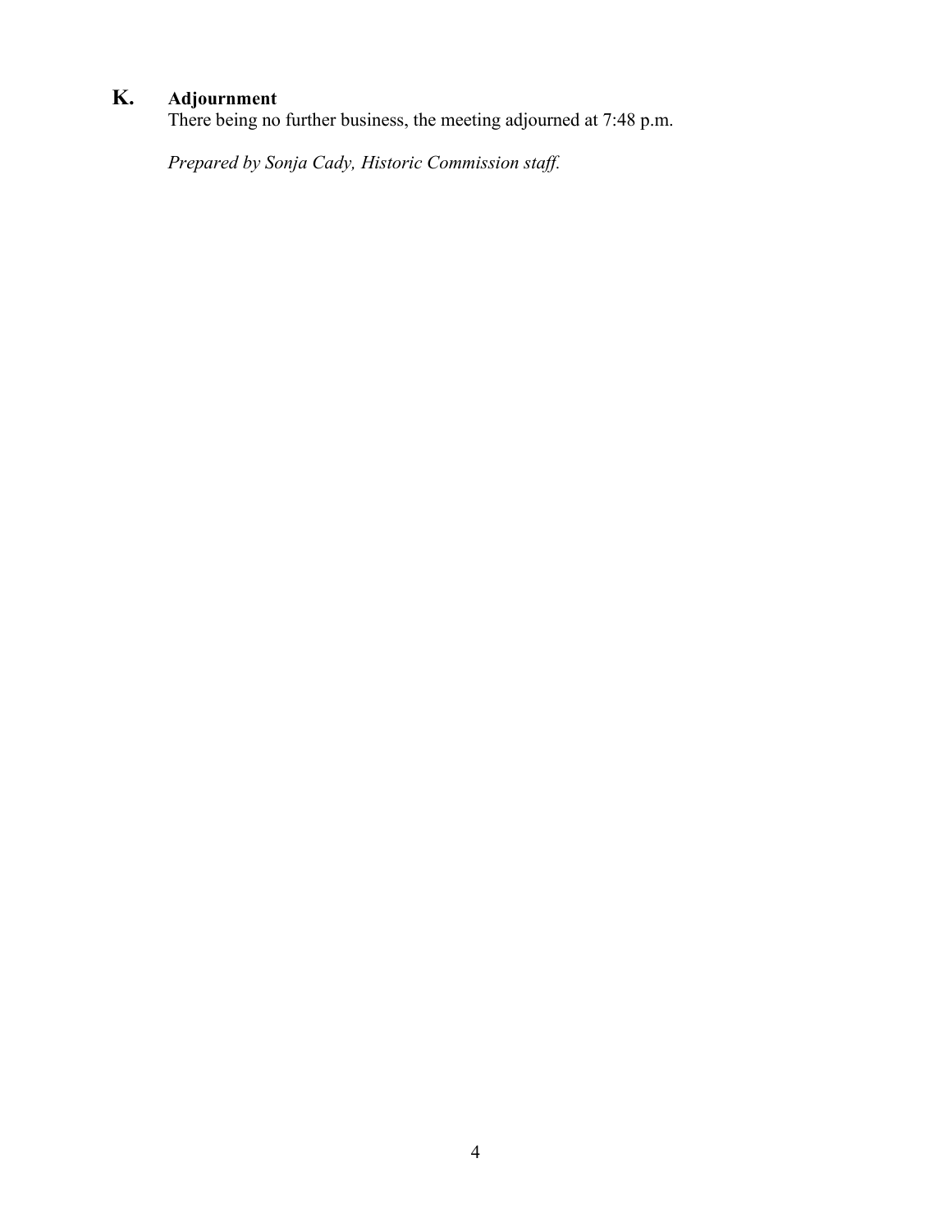## K. Adjournment

There being no further business, the meeting adjourned at 7:48 p.m.

*Prepared by Sonja Cady, Historic Commission staff.*